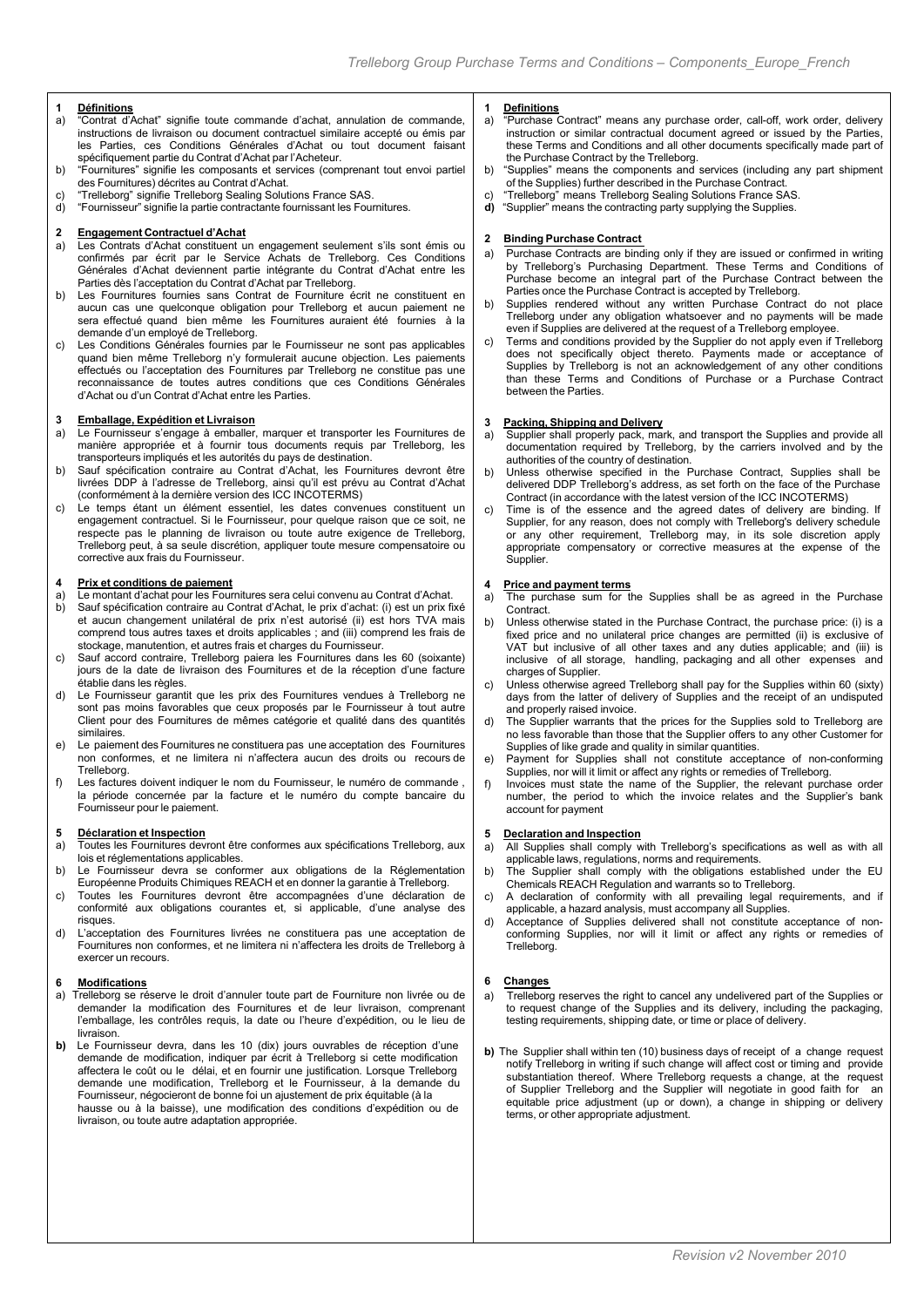## 1 Définitions

a) "Contrat d'Achat" signifie toute commande d'achat, annulation de commande, instructions de livraison ou document contractuel similaire accepté ou émis par les Parties, ces Conditions Générales d'Achat ou tout document faisant spécifiquement partie du Contrat d'Achat par l'Acheteur.

b) "Fournitures" signifie les composants et services (comprenant tout envoi partiel des Fournitures) décrites au Contrat d'Achat.

c) "Trelleborg" signifie Trelleborg Sealing Solutions France SAS.

d) "Fournisseur" signifie la partie contractante fournissant les Fournitures.

## 2 Engagement Contractuel d'Achat

a) Les Contrats d'Achat constituent un engagement seulement s'ils sont émis ou confirmés par écrit par le Service Achats de Trelleborg. Ces Conditions Générales d'Achat deviennent partie intégrante du Contrat d'Achat entre les Parties dès l'acceptation du Contrat d'Achat par Trelleborg.

b) Les Fournitures fournies sans Contrat de Fourniture écrit ne constituent en aucun cas une quelconque obligation pour Trelleborg et aucun paiement ne sera effectué quand bien même les Fournitures auraient été fournies à la demande d'un employé de Trelleborg.

c) Les Conditions Générales fournies par le Fournisseur ne sont pas applicables quand bien même Trelleborg n'y formulerait aucune objection. Les paiements effectués ou l'acceptation des Fournitures par Trelleborg ne constitue pas une reconnaissance de toutes autres conditions que ces Conditions Générales d'Achat ou d'un Contrat d'Achat entre les Parties.

## 3 Emballage, Expédition et Livraison

a) Le Fournisseur s'engage à emballer, marquer et transporter les Fournitures de manière appropriée et à fournir tous documents requis par Trelleborg, les transporteurs impliqués et les autorités du pays de destination.

b) Sauf spécification contraire au Contrat d'Achat, les Fournitures devront être livrées DDP à l'adresse de Trelleborg, ainsi qu'il est prévu au Contrat d'Achat (conformément à la dernière version des ICC INCOTERMS)

c) Le temps étant un élément essentiel, les dates convenues constituent un engagement contractuel. Si le Fournisseur, pour quelque raison que ce soit, ne respecte pas le planning de livraison ou toute autre exigence de Trelleborg, Trelleborg peut, à sa seule discrétion, appliquer toute mesure compensatoire ou corrective aux frais du Fournisseur.

## 4 Prix et conditions de paiement

a) Le montant d'achat pour les Fournitures sera celui convenu au Contrat d'Achat.

b) Sauf spécification contraire au Contrat d'Achat, le prix d'achat: (i) est un prix fixé et aucun changement unilatéral de prix n'est autorisé (ii) est hors TVA mais comprend tous autres taxes et droits applicables ; and (iii) comprend les frais de stockage, manutention, et autres frais et charges du Fournisseur.

c) Sauf accord contraire, Trelleborg paiera les Fournitures dans les 60 (soixante) jours de la date de livraison des Fournitures et de la réception d'une facture établie dans les règles.

d) Le Fournisseur garantit que les prix des Fournitures vendues à Trelleborg ne sont pas moins favorables que ceux proposés par le Fournisseur à tout autre Client pour des Fournitures de mêmes catégorie et qualité dans des quantités similaires.

e) Le paiement des Fournitures ne constituera pas une acceptation des Fournitures non conformes, et ne limitera ni n'affectera aucun des droits ou recours de Trelleborg.

f) Les factures doivent indiquer le nom du Fournisseur, le numéro de commande , la période concernée par la facture et le numéro du compte bancaire du Fournisseur pour le paiement.

## 5 Déclaration et Inspection

a) Toutes les Fournitures devront être conformes aux spécifications Trelleborg, aux lois et réglementations applicables.

b) Le Fournisseur devra se conformer aux obligations de la Réglementation Européenne Produits Chimiques REACH et en donner la garantie à Trelleborg.

c) Toutes les Fournitures devront être accompagnées d'une déclaration de conformité aux obligations courantes et, si applicable, d'une analyse des risques.

d) L'acceptation des Fournitures livrées ne constituera pas une acceptation de Fournitures non conformes, et ne limitera ni n'affectera les droits de Trelleborg à exercer un recours.

## 6 Modifications

a) Trelleborg se réserve le droit d'annuler toute part de Fourniture non livrée ou de demander la modification des Fournitures et de leur livraison, comprenant l'emballage, les contrôles requis, la date ou l'heure d'expédition, ou le lieu de livraison.

**b)** Le Fournisseur devra, dans les 10 (dix) jours ouvrables de réception d'une demande de modification, indiquer par écrit à Trelleborg si cette modification affectera le coût ou le délai, et en fournir une justification. Lorsque Trelleborg demande une modification, Trelleborg et le Fournisseur, à la demande du Fournisseur, négocieront de bonne foi un ajustement de prix équitable (à la hausse ou à la baisse), une modification des conditions d'expédition ou de livraison, ou toute autre adaptation appropriée.

## 1 Definitions

a) "Purchase Contract" means any purchase order, call-off, work order, delivery instruction or similar contractual document agreed or issued by the Parties, these Terms and Conditions and all other documents specifically made part of the Purchase Contract by the Trelleborg.

b) "Supplies" means the components and services (including any part shipment of the Supplies) further described in the Purchase Contract.

c) "Trelleborg" means Trelleborg Sealing Solutions France SAS.

**d)** "Supplier" means the contracting party supplying the Supplies.

## 2 Binding Purchase Contract

a) Purchase Contracts are binding only if they are issued or confirmed in writing by Trelleborg's Purchasing Department. These Terms and Conditions of Purchase become an integral part of the Purchase Contract between the Parties once the Purchase Contract is accepted by Trelleborg.

b) Supplies rendered without any written Purchase Contract do not place Trelleborg under any obligation whatsoever and no payments will be made even if Supplies are delivered at the request of a Trelleborg employee.

c) Terms and conditions provided by the Supplier do not apply even if Trelleborg does not specifically object thereto. Payments made or acceptance of Supplies by Trelleborg is not an acknowledgement of any other conditions than these Terms and Conditions of Purchase or a Purchase Contract between the Parties.

## 3 Packing, Shipping and Delivery

a) Supplier shall properly pack, mark, and transport the Supplies and provide all documentation required by Trelleborg, by the carriers involved and by the authorities of the country of destination.

b) Unless otherwise specified in the Purchase Contract, Supplies shall be delivered DDP Trelleborg's address, as set forth on the face of the Purchase Contract (in accordance with the latest version of the ICC INCOTERMS)

c) Time is of the essence and the agreed dates of delivery are binding. If Supplier, for any reason, does not comply with Trelleborg's delivery schedule or any other requirement, Trelleborg may, in its sole discretion apply appropriate compensatory or corrective measures at the expense of the Supplier.

## 4 Price and payment terms

a) The purchase sum for the Supplies shall be as agreed in the Purchase Contract.

b) Unless otherwise stated in the Purchase Contract, the purchase price: (i) is a fixed price and no unilateral price changes are permitted (ii) is exclusive of VAT but inclusive of all other taxes and any duties applicable; and (iii) is inclusive of all storage, handling, packaging and all other expenses and charges of Supplier.

c) Unless otherwise agreed Trelleborg shall pay for the Supplies within 60 (sixty) days from the latter of delivery of Supplies and the receipt of an undisputed and properly raised invoice.

d) The Supplier warrants that the prices for the Supplies sold to Trelleborg are no less favorable than those that the Supplier offers to any other Customer for Supplies of like grade and quality in similar quantities.

e) Payment for Supplies shall not constitute acceptance of non-conforming Supplies, nor will it limit or affect any rights or remedies of Trelleborg.

f) Invoices must state the name of the Supplier, the relevant purchase order number, the period to which the invoice relates and the Supplier's bank account for payment

## 5 Declaration and Inspection

a) All Supplies shall comply with Trelleborg's specifications as well as with all applicable laws, regulations, norms and requirements.

b) The Supplier shall comply with the obligations established under the EU Chemicals REACH Regulation and warrants so to Trelleborg.

c) A declaration of conformity with all prevailing legal requirements, and if applicable, a hazard analysis, must accompany all Supplies.

d) Acceptance of Supplies delivered shall not constitute acceptance of non-conforming Supplies, nor will it limit or affect any rights or remedies of Trelleborg.

## 6 Changes

a) Trelleborg reserves the right to cancel any undelivered part of the Supplies or to request change of the Supplies and its delivery, including the packaging, testing requirements, shipping date, or time or place of delivery.

**b)** The Supplier shall within ten (10) business days of receipt of a change request notify Trelleborg in writing if such change will affect cost or timing and provide substantiation thereof. Where Trelleborg requests a change, at the request of Supplier Trelleborg and the Supplier will negotiate in good faith for an equitable price adjustment (up or down), a change in shipping or delivery terms, or other appropriate adjustment.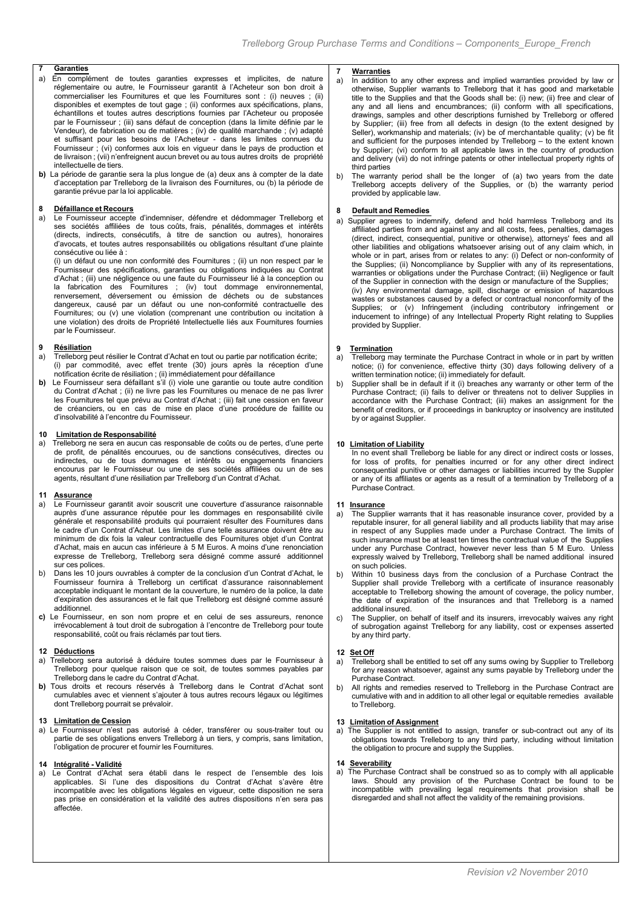## 7 Garanties

a) En complément de toutes garanties expresses et implicites, de nature réglementaire ou autre, le Fournisseur garantit à l'Acheteur son bon droit à commercialiser les Fournitures et que les Fournitures sont : (i) neuves ; (ii) disponibles et exemptes de tout gage ; (ii) conformes aux spécifications, plans, échantillons et toutes autres descriptions fournies par l'Acheteur ou proposée par le Fournisseur ; (iii) sans défaut de conception (dans la limite définie par le Vendeur), de fabrication ou de matières ; (iv) de qualité marchande ; (v) adapté et suffisant pour les besoins de l'Acheteur - dans les limites connues du Fournisseur ; (vi) conformes aux lois en vigueur dans le pays de production et de livraison ; (vii) n'enfreignent aucun brevet ou au tous autres droits de propriété intellectuelle de tiers.

**b)** La période de garantie sera la plus longue de (a) deux ans à compter de la date d'acceptation par Trelleborg de la livraison des Fournitures, ou (b) la période de garantie prévue par la loi applicable.

## 8 Défaillance et Recours

a) Le Fournisseur accepte d'indemniser, défendre et dédommager Trelleborg et ses sociétés affiliées de tous coûts, frais, pénalités, dommages et intérêts (directs, indirects, consécutifs, à titre de sanction ou autres), honoraires d'avocats, et toutes autres responsabilités ou obligations résultant d'une plainte consécutive ou liée à :
(i) un défaut ou une non conformité des Fournitures ; (ii) un non respect par le Fournisseur des spécifications, garanties ou obligations indiquées au Contrat d'Achat ; (iii) une négligence ou une faute du Fournisseur lié à la conception ou la fabrication des Fournitures ; (iv) tout dommage environnemental, renversement, déversement ou émission de déchets ou de substances dangereux, causé par un défaut ou une non-conformité contractuelle des Fournitures; ou (v) une violation (comprenant une contribution ou incitation à une violation) des droits de Propriété Intellectuelle liés aux Fournitures fournies par le Fournisseur.

## 9 Résiliation

a) Trelleborg peut résilier le Contrat d'Achat en tout ou partie par notification écrite; (i) par commodité, avec effet trente (30) jours après la réception d'une notification écrite de résiliation ; (ii) immédiatement pour défaillance

**b)** Le Fournisseur sera défaillant s'il (i) viole une garantie ou toute autre condition du Contrat d'Achat ; (ii) ne livre pas les Fournitures ou menace de ne pas livrer les Fournitures tel que prévu au Contrat d'Achat ; (iii) fait une cession en faveur de créanciers, ou en cas de mise en place d'une procédure de faillite ou d'insolvabilité à l'encontre du Fournisseur.

## 10 Limitation de Responsabilité

a) Trelleborg ne sera en aucun cas responsable de coûts ou de pertes, d'une perte de profit, de pénalités encourues, ou de sanctions consécutives, directes ou indirectes, ou de tous dommages et intérêts ou engagements financiers encourus par le Fournisseur ou une de ses sociétés affiliées ou un de ses agents, résultant d'une résiliation par Trelleborg d'un Contrat d'Achat.

## 11 Assurance

a) Le Fournisseur garantit avoir souscrit une couverture d'assurance raisonnable auprès d'une assurance réputée pour les dommages en responsabilité civile générale et responsabilité produits qui pourraient résulter des Fournitures dans le cadre d'un Contrat d'Achat. Les limites d'une telle assurance doivent être au minimum de dix fois la valeur contractuelle des Fournitures objet d'un Contrat d'Achat, mais en aucun cas inférieure à 5 M Euros. A moins d'une renonciation expresse de Trelleborg, Trelleborg sera désigné comme assuré additionnel sur ces polices.

b) Dans les 10 jours ouvrables à compter de la conclusion d'un Contrat d'Achat, le Fournisseur fournira à Trelleborg un certificat d'assurance raisonnablement acceptable indiquant le montant de la couverture, le numéro de la police, la date d'expiration des assurances et le fait que Trelleborg est désigné comme assuré additionnel.

**c)** Le Fournisseur, en son nom propre et en celui de ses assureurs, renonce irrévocablement à tout droit de subrogation à l'encontre de Trelleborg pour toute responsabilité, coût ou frais réclamés par tout tiers.

## 12 Déductions

a) Trelleborg sera autorisé à déduire toutes sommes dues par le Fournisseur à Trelleborg pour quelque raison que ce soit, de toutes sommes payables par Trelleborg dans le cadre du Contrat d'Achat.

**b)** Tous droits et recours réservés à Trelleborg dans le Contrat d'Achat sont cumulables avec et viennent s'ajouter à tous autres recours légaux ou légitimes dont Trelleborg pourrait se prévaloir.

## 13 Limitation de Cession

a) Le Fournisseur n'est pas autorisé à céder, transférer ou sous-traiter tout ou partie de ses obligations envers Trelleborg à un tiers, y compris, sans limitation, l'obligation de procurer et fournir les Fournitures.

## 14 Intégralité - Validité

a) Le Contrat d'Achat sera établi dans le respect de l'ensemble des lois applicables. Si l'une des dispositions du Contrat d'Achat s'avère être incompatible avec les obligations légales en vigueur, cette disposition ne sera pas prise en considération et la validité des autres dispositions n'en sera pas affectée.

## 7 Warranties

a) In addition to any other express and implied warranties provided by law or otherwise, Supplier warrants to Trelleborg that it has good and marketable title to the Supplies and that the Goods shall be: (i) new; (ii) free and clear of any and all liens and encumbrances; (ii) conform with all specifications, drawings, samples and other descriptions furnished by Trelleborg or offered by Supplier; (iii) free from all defects in design (to the extent designed by Seller), workmanship and materials; (iv) be of merchantable quality; (v) be fit and sufficient for the purposes intended by Trelleborg – to the extent known by Supplier; (vi) conform to all applicable laws in the country of production and delivery (vii) do not infringe patents or other intellectual property rights of third parties

b) The warranty period shall be the longer of (a) two years from the date Trelleborg accepts delivery of the Supplies, or (b) the warranty period provided by applicable law.

## 8 Default and Remedies

a) Supplier agrees to indemnify, defend and hold harmless Trelleborg and its affiliated parties from and against any and all costs, fees, penalties, damages (direct, indirect, consequential, punitive or otherwise), attorneys' fees and all other liabilities and obligations whatsoever arising out of any claim which, in whole or in part, arises from or relates to any: (i) Defect or non-conformity of the Supplies; (ii) Noncompliance by Supplier with any of its representations, warranties or obligations under the Purchase Contract; (iii) Negligence or fault of the Supplier in connection with the design or manufacture of the Supplies; (iv) Any environmental damage, spill, discharge or emission of hazardous wastes or substances caused by a defect or contractual nonconformity of the Supplies; or (v) Infringement (including contributory infringement or inducement to infringe) of any Intellectual Property Right relating to Supplies provided by Supplier.

## 9 Termination

a) Trelleborg may terminate the Purchase Contract in whole or in part by written notice; (i) for convenience, effective thirty (30) days following delivery of a written termination notice; (ii) immediately for default.

b) Supplier shall be in default if it (i) breaches any warranty or other term of the Purchase Contract; (ii) fails to deliver or threatens not to deliver Supplies in accordance with the Purchase Contract; (iii) makes an assignment for the benefit of creditors, or if proceedings in bankruptcy or insolvency are instituted by or against Supplier.

## 10 Limitation of Liability

In no event shall Trelleborg be liable for any direct or indirect costs or losses, for loss of profits, for penalties incurred or for any other direct indirect consequential punitive or other damages or liabilities incurred by the Suppler or any of its affiliates or agents as a result of a termination by Trelleborg of a Purchase Contract.

## 11 Insurance

a) The Supplier warrants that it has reasonable insurance cover, provided by a reputable insurer, for all general liability and all products liability that may arise in respect of any Supplies made under a Purchase Contract. The limits of such insurance must be at least ten times the contractual value of the Supplies under any Purchase Contract, however never less than 5 M Euro. Unless expressly waived by Trelleborg, Trelleborg shall be named additional insured on such policies.

b) Within 10 business days from the conclusion of a Purchase Contract the Supplier shall provide Trelleborg with a certificate of insurance reasonably acceptable to Trelleborg showing the amount of coverage, the policy number, the date of expiration of the insurances and that Trelleborg is a named additional insured.

c) The Supplier, on behalf of itself and its insurers, irrevocably waives any right of subrogation against Trelleborg for any liability, cost or expenses asserted by any third party.

## 12 Set Off

a) Trelleborg shall be entitled to set off any sums owing by Supplier to Trelleborg for any reason whatsoever, against any sums payable by Trelleborg under the Purchase Contract.

b) All rights and remedies reserved to Trelleborg in the Purchase Contract are cumulative with and in addition to all other legal or equitable remedies available to Trelleborg.

## 13 Limitation of Assignment

a) The Supplier is not entitled to assign, transfer or sub-contract out any of its obligations towards Trelleborg to any third party, including without limitation the obligation to procure and supply the Supplies.

## 14 Severability

a) The Purchase Contract shall be construed so as to comply with all applicable laws. Should any provision of the Purchase Contract be found to be incompatible with prevailing legal requirements that provision shall be disregarded and shall not affect the validity of the remaining provisions.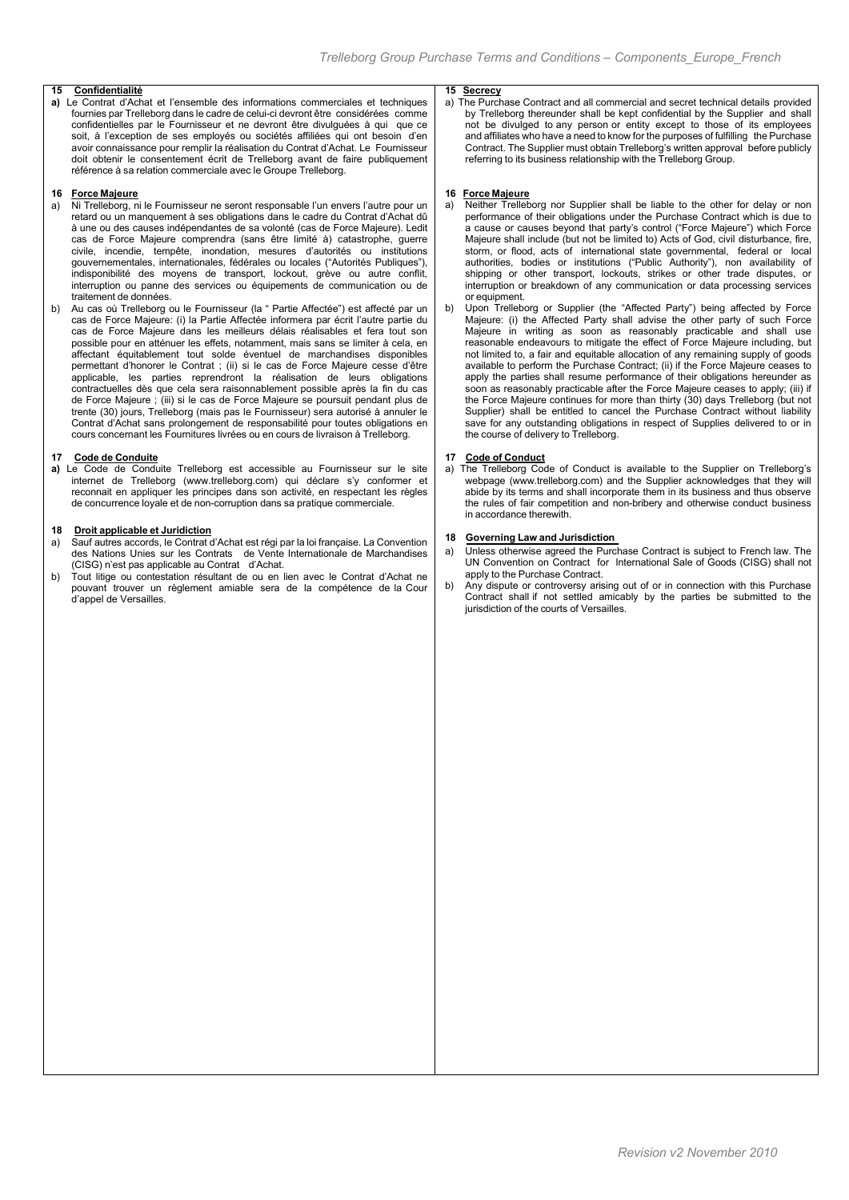## 15 Confidentialité

**a)** Le Contrat d'Achat et l'ensemble des informations commerciales et techniques fournies par Trelleborg dans le cadre de celui-ci devront être considérées comme confidentielles par le Fournisseur et ne devront être divulguées à qui que ce soit, à l'exception de ses employés ou sociétés affiliées qui ont besoin d'en avoir connaissance pour remplir la réalisation du Contrat d'Achat. Le Fournisseur doit obtenir le consentement écrit de Trelleborg avant de faire publiquement référence à sa relation commerciale avec le Groupe Trelleborg.

## 16 Force Majeure

a) Ni Trelleborg, ni le Fournisseur ne seront responsable l'un envers l'autre pour un retard ou un manquement à ses obligations dans le cadre du Contrat d'Achat dû à une ou des causes indépendantes de sa volonté (cas de Force Majeure). Ledit cas de Force Majeure comprendra (sans être limité à) catastrophe, guerre civile, incendie, tempête, inondation, mesures d'autorités ou institutions gouvernementales, internationales, fédérales ou locales ("Autorités Publiques"), indisponibilité des moyens de transport, lockout, grève ou autre conflit, interruption ou panne des services ou équipements de communication ou de traitement de données.

b) Au cas où Trelleborg ou le Fournisseur (la " Partie Affectée") est affecté par un cas de Force Majeure: (i) la Partie Affectée informera par écrit l'autre partie du cas de Force Majeure dans les meilleurs délais réalisables et fera tout son possible pour en atténuer les effets, notamment, mais sans se limiter à cela, en affectant équitablement tout solde éventuel de marchandises disponibles permettant d'honorer le Contrat ; (ii) si le cas de Force Majeure cesse d'être applicable, les parties reprendront la réalisation de leurs obligations contractuelles dès que cela sera raisonnablement possible après la fin du cas de Force Majeure ; (iii) si le cas de Force Majeure se poursuit pendant plus de trente (30) jours, Trelleborg (mais pas le Fournisseur) sera autorisé à annuler le Contrat d'Achat sans prolongement de responsabilité pour toutes obligations en cours concernant les Fournitures livrées ou en cours de livraison à Trelleborg.

## 17 Code de Conduite

**a)** Le Code de Conduite Trelleborg est accessible au Fournisseur sur le site internet de Trelleborg (www.trelleborg.com) qui déclare s'y conformer et reconnait en appliquer les principes dans son activité, en respectant les règles de concurrence loyale et de non-corruption dans sa pratique commerciale.

## 18 Droit applicable et Juridiction

a) Sauf autres accords, le Contrat d'Achat est régi par la loi française. La Convention des Nations Unies sur les Contrats de Vente Internationale de Marchandises (CISG) n'est pas applicable au Contrat d'Achat.

b) Tout litige ou contestation résultant de ou en lien avec le Contrat d'Achat ne pouvant trouver un règlement amiable sera de la compétence de la Cour d'appel de Versailles.

## 15 Secrecy

a) The Purchase Contract and all commercial and secret technical details provided by Trelleborg thereunder shall be kept confidential by the Supplier and shall not be divulged to any person or entity except to those of its employees and affiliates who have a need to know for the purposes of fulfilling the Purchase Contract. The Supplier must obtain Trelleborg's written approval before publicly referring to its business relationship with the Trelleborg Group.

## 16 Force Majeure

a) Neither Trelleborg nor Supplier shall be liable to the other for delay or non performance of their obligations under the Purchase Contract which is due to a cause or causes beyond that party's control ("Force Majeure") which Force Majeure shall include (but not be limited to) Acts of God, civil disturbance, fire, storm, or flood, acts of international state governmental, federal or local authorities, bodies or institutions ("Public Authority"), non availability of shipping or other transport, lockouts, strikes or other trade disputes, or interruption or breakdown of any communication or data processing services or equipment.

b) Upon Trelleborg or Supplier (the "Affected Party") being affected by Force Majeure: (i) the Affected Party shall advise the other party of such Force Majeure in writing as soon as reasonably practicable and shall use reasonable endeavours to mitigate the effect of Force Majeure including, but not limited to, a fair and equitable allocation of any remaining supply of goods available to perform the Purchase Contract; (ii) if the Force Majeure ceases to apply the parties shall resume performance of their obligations hereunder as soon as reasonably practicable after the Force Majeure ceases to apply; (iii) if the Force Majeure continues for more than thirty (30) days Trelleborg (but not Supplier) shall be entitled to cancel the Purchase Contract without liability save for any outstanding obligations in respect of Supplies delivered to or in the course of delivery to Trelleborg.

## 17 Code of Conduct

a) The Trelleborg Code of Conduct is available to the Supplier on Trelleborg's webpage (www.trelleborg.com) and the Supplier acknowledges that they will abide by its terms and shall incorporate them in its business and thus observe the rules of fair competition and non-bribery and otherwise conduct business in accordance therewith.

## 18 Governing Law and Jurisdiction

a) Unless otherwise agreed the Purchase Contract is subject to French law. The UN Convention on Contract for International Sale of Goods (CISG) shall not apply to the Purchase Contract.

b) Any dispute or controversy arising out of or in connection with this Purchase Contract shall if not settled amicably by the parties be submitted to the jurisdiction of the courts of Versailles.

*Revision v2 November 2010*